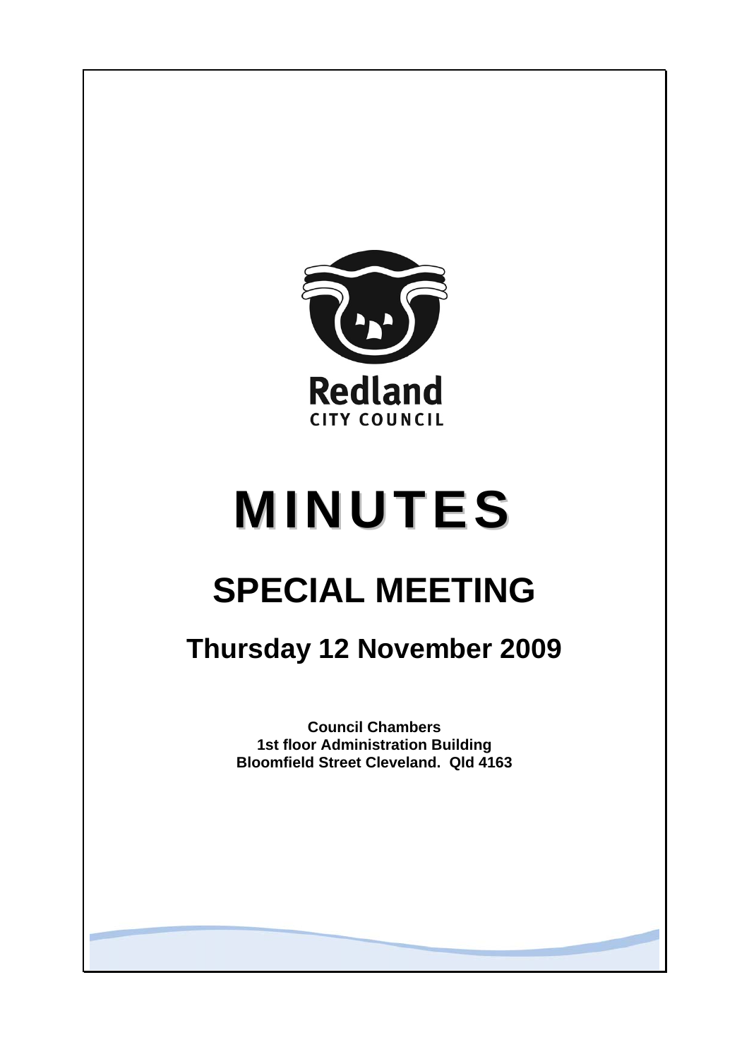Redland
CITY COUNCIL

# MINUTES

## SPECIAL MEETING

### Thursday 12 November 2009

**Council Chambers**
**1st floor Administration Building**
**Bloomfield Street Cleveland. Qld 4163**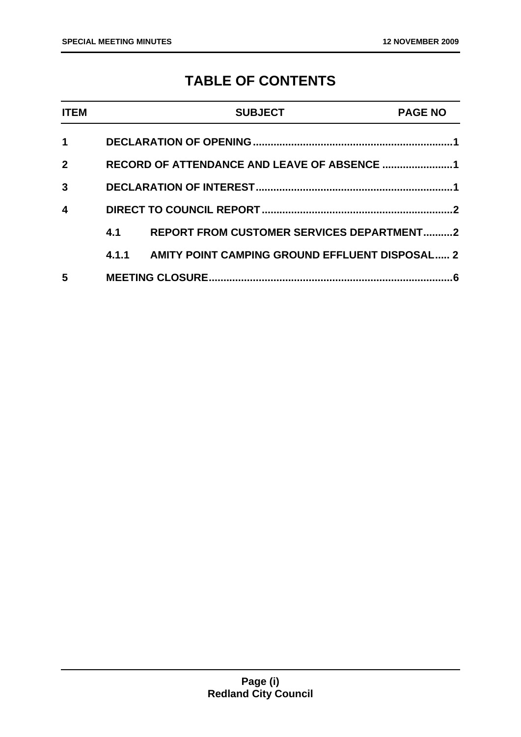# TABLE OF CONTENTS

| ITEM | | SUBJECT | PAGE NO |
|---|---|---|---|
| 1 | | DECLARATION OF OPENING | 1 |
| 2 | | RECORD OF ATTENDANCE AND LEAVE OF ABSENCE | 1 |
| 3 | | DECLARATION OF INTEREST | 1 |
| 4 | | DIRECT TO COUNCIL REPORT | 2 |
| | 4.1 | REPORT FROM CUSTOMER SERVICES DEPARTMENT | 2 |
| | 4.1.1 | AMITY POINT CAMPING GROUND EFFLUENT DISPOSAL | 2 |
| 5 | | MEETING CLOSURE | 6 |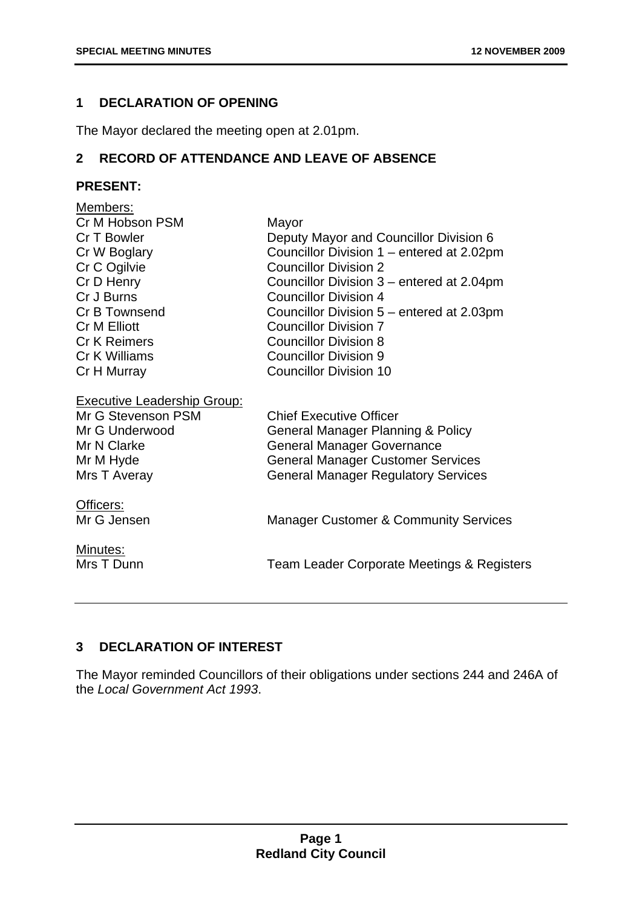## 1 DECLARATION OF OPENING

The Mayor declared the meeting open at 2.01pm.

## 2 RECORD OF ATTENDANCE AND LEAVE OF ABSENCE

**PRESENT:**

| | |
|---|---|
| Members: | |
| Cr M Hobson PSM | Mayor |
| Cr T Bowler | Deputy Mayor and Councillor Division 6 |
| Cr W Boglary | Councillor Division 1 – entered at 2.02pm |
| Cr C Ogilvie | Councillor Division 2 |
| Cr D Henry | Councillor Division 3 – entered at 2.04pm |
| Cr J Burns | Councillor Division 4 |
| Cr B Townsend | Councillor Division 5 – entered at 2.03pm |
| Cr M Elliott | Councillor Division 7 |
| Cr K Reimers | Councillor Division 8 |
| Cr K Williams | Councillor Division 9 |
| Cr H Murray | Councillor Division 10 |
| Executive Leadership Group: | |
| Mr G Stevenson PSM | Chief Executive Officer |
| Mr G Underwood | General Manager Planning & Policy |
| Mr N Clarke | General Manager Governance |
| Mr M Hyde | General Manager Customer Services |
| Mrs T Averay | General Manager Regulatory Services |
| Officers: | |
| Mr G Jensen | Manager Customer & Community Services |
| Minutes: | |
| Mrs T Dunn | Team Leader Corporate Meetings & Registers |

## 3 DECLARATION OF INTEREST

The Mayor reminded Councillors of their obligations under sections 244 and 246A of the *Local Government Act 1993*.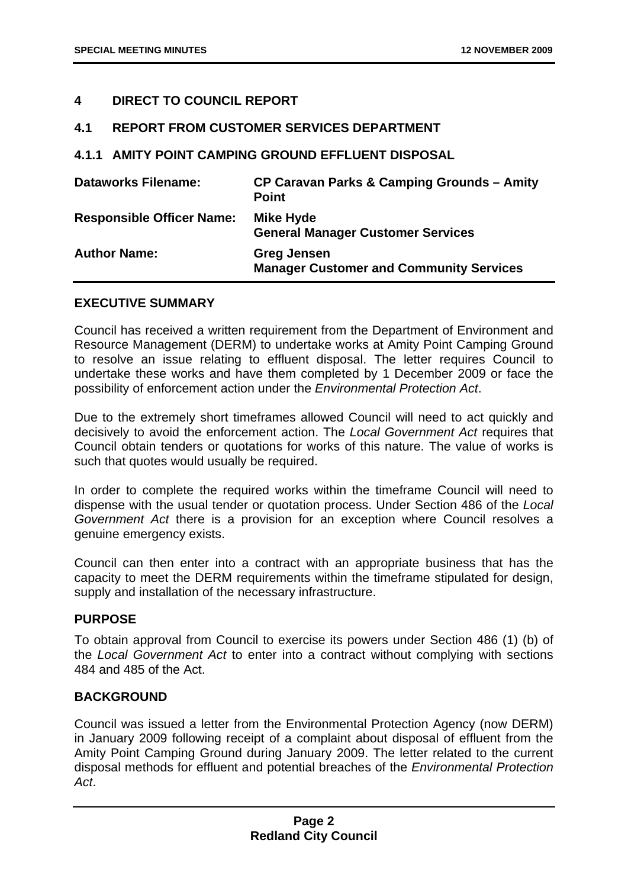## 4 DIRECT TO COUNCIL REPORT

### 4.1 REPORT FROM CUSTOMER SERVICES DEPARTMENT

#### 4.1.1 AMITY POINT CAMPING GROUND EFFLUENT DISPOSAL

| | |
|---|---|
| **Dataworks Filename:** | **CP Caravan Parks & Camping Grounds – Amity Point** |
| **Responsible Officer Name:** | **Mike Hyde**<br>**General Manager Customer Services** |
| **Author Name:** | **Greg Jensen**<br>**Manager Customer and Community Services** |

**EXECUTIVE SUMMARY**

Council has received a written requirement from the Department of Environment and Resource Management (DERM) to undertake works at Amity Point Camping Ground to resolve an issue relating to effluent disposal. The letter requires Council to undertake these works and have them completed by 1 December 2009 or face the possibility of enforcement action under the *Environmental Protection Act*.

Due to the extremely short timeframes allowed Council will need to act quickly and decisively to avoid the enforcement action. The *Local Government Act* requires that Council obtain tenders or quotations for works of this nature. The value of works is such that quotes would usually be required.

In order to complete the required works within the timeframe Council will need to dispense with the usual tender or quotation process. Under Section 486 of the *Local Government Act* there is a provision for an exception where Council resolves a genuine emergency exists.

Council can then enter into a contract with an appropriate business that has the capacity to meet the DERM requirements within the timeframe stipulated for design, supply and installation of the necessary infrastructure.

**PURPOSE**

To obtain approval from Council to exercise its powers under Section 486 (1) (b) of the *Local Government Act* to enter into a contract without complying with sections 484 and 485 of the Act.

**BACKGROUND**

Council was issued a letter from the Environmental Protection Agency (now DERM) in January 2009 following receipt of a complaint about disposal of effluent from the Amity Point Camping Ground during January 2009. The letter related to the current disposal methods for effluent and potential breaches of the *Environmental Protection Act*.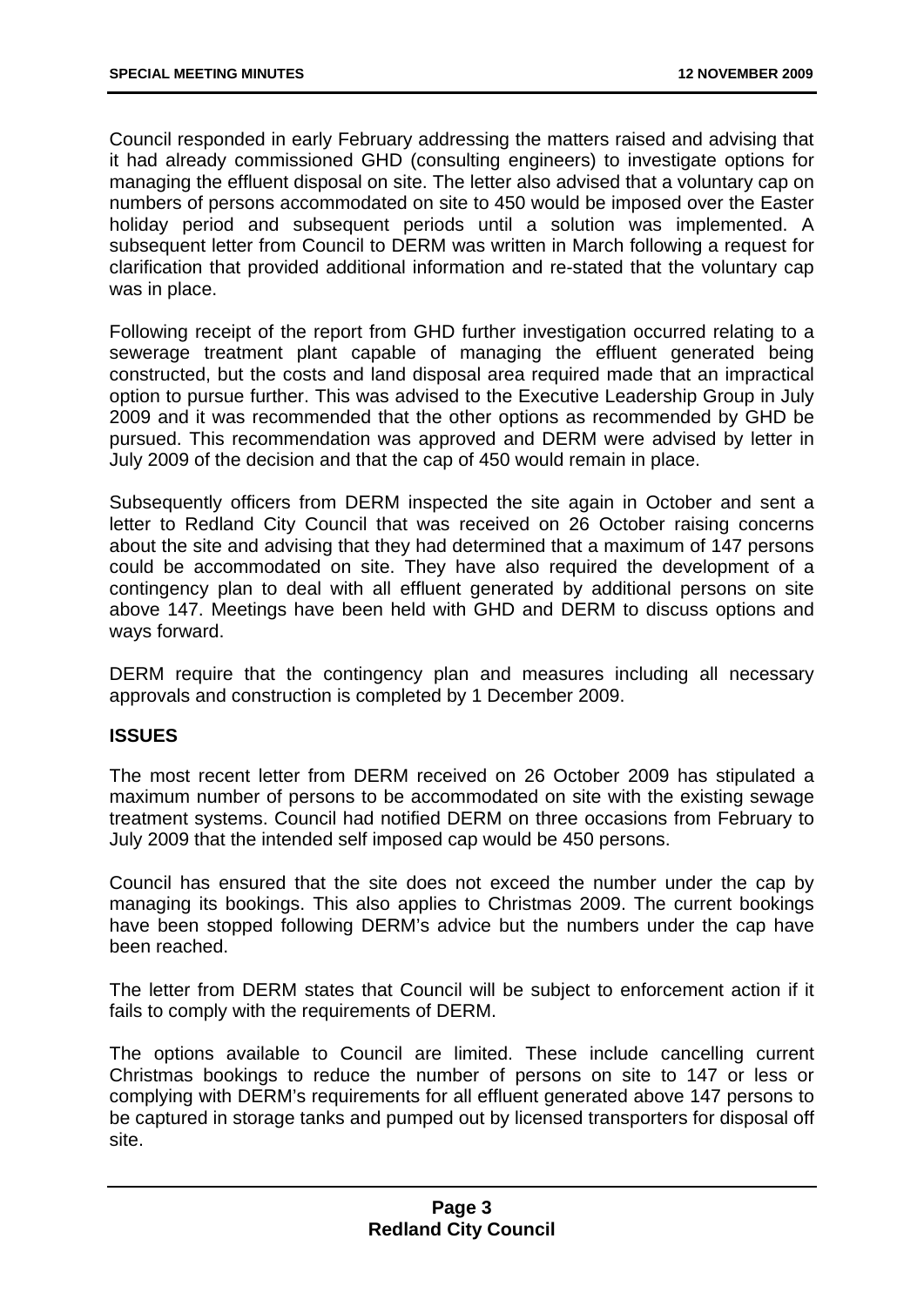Council responded in early February addressing the matters raised and advising that it had already commissioned GHD (consulting engineers) to investigate options for managing the effluent disposal on site. The letter also advised that a voluntary cap on numbers of persons accommodated on site to 450 would be imposed over the Easter holiday period and subsequent periods until a solution was implemented. A subsequent letter from Council to DERM was written in March following a request for clarification that provided additional information and re-stated that the voluntary cap was in place.

Following receipt of the report from GHD further investigation occurred relating to a sewerage treatment plant capable of managing the effluent generated being constructed, but the costs and land disposal area required made that an impractical option to pursue further. This was advised to the Executive Leadership Group in July 2009 and it was recommended that the other options as recommended by GHD be pursued. This recommendation was approved and DERM were advised by letter in July 2009 of the decision and that the cap of 450 would remain in place.

Subsequently officers from DERM inspected the site again in October and sent a letter to Redland City Council that was received on 26 October raising concerns about the site and advising that they had determined that a maximum of 147 persons could be accommodated on site. They have also required the development of a contingency plan to deal with all effluent generated by additional persons on site above 147. Meetings have been held with GHD and DERM to discuss options and ways forward.

DERM require that the contingency plan and measures including all necessary approvals and construction is completed by 1 December 2009.

**ISSUES**

The most recent letter from DERM received on 26 October 2009 has stipulated a maximum number of persons to be accommodated on site with the existing sewage treatment systems. Council had notified DERM on three occasions from February to July 2009 that the intended self imposed cap would be 450 persons.

Council has ensured that the site does not exceed the number under the cap by managing its bookings. This also applies to Christmas 2009. The current bookings have been stopped following DERM's advice but the numbers under the cap have been reached.

The letter from DERM states that Council will be subject to enforcement action if it fails to comply with the requirements of DERM.

The options available to Council are limited. These include cancelling current Christmas bookings to reduce the number of persons on site to 147 or less or complying with DERM's requirements for all effluent generated above 147 persons to be captured in storage tanks and pumped out by licensed transporters for disposal off site.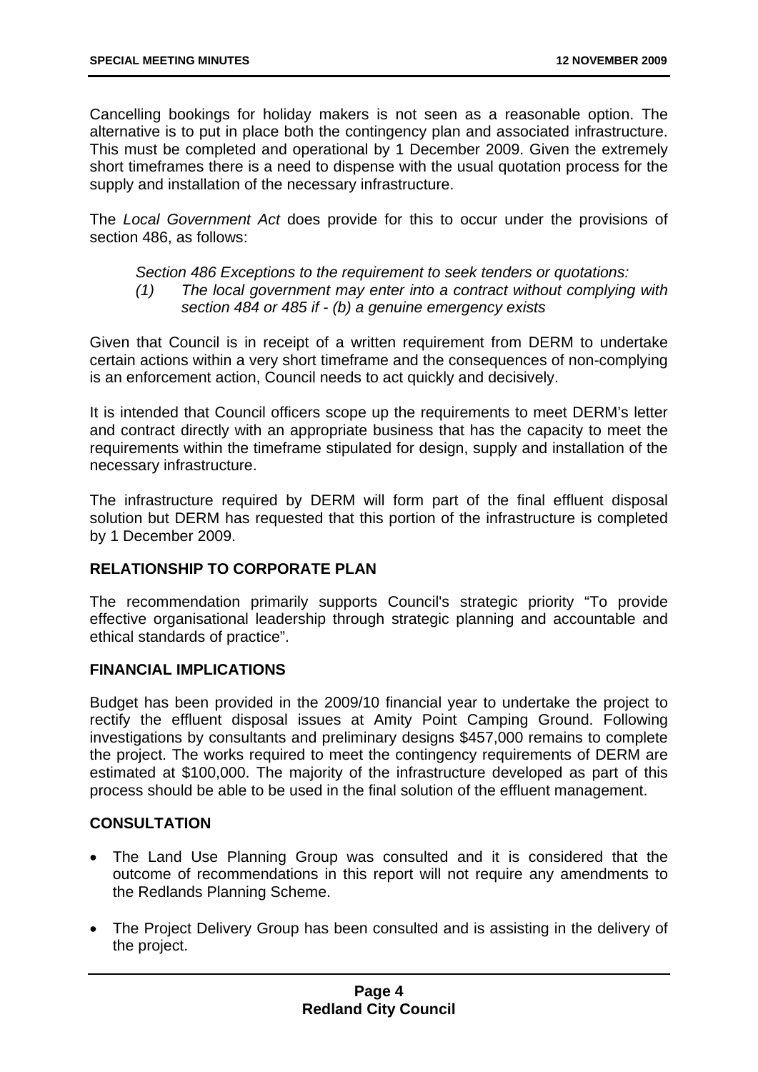Cancelling bookings for holiday makers is not seen as a reasonable option. The alternative is to put in place both the contingency plan and associated infrastructure. This must be completed and operational by 1 December 2009. Given the extremely short timeframes there is a need to dispense with the usual quotation process for the supply and installation of the necessary infrastructure.

The *Local Government Act* does provide for this to occur under the provisions of section 486, as follows:

> *Section 486 Exceptions to the requirement to seek tenders or quotations:*
>
> *(1) The local government may enter into a contract without complying with section 484 or 485 if - (b) a genuine emergency exists*

Given that Council is in receipt of a written requirement from DERM to undertake certain actions within a very short timeframe and the consequences of non-complying is an enforcement action, Council needs to act quickly and decisively.

It is intended that Council officers scope up the requirements to meet DERM's letter and contract directly with an appropriate business that has the capacity to meet the requirements within the timeframe stipulated for design, supply and installation of the necessary infrastructure.

The infrastructure required by DERM will form part of the final effluent disposal solution but DERM has requested that this portion of the infrastructure is completed by 1 December 2009.

## RELATIONSHIP TO CORPORATE PLAN

The recommendation primarily supports Council's strategic priority "To provide effective organisational leadership through strategic planning and accountable and ethical standards of practice".

## FINANCIAL IMPLICATIONS

Budget has been provided in the 2009/10 financial year to undertake the project to rectify the effluent disposal issues at Amity Point Camping Ground. Following investigations by consultants and preliminary designs $457,000 remains to complete the project. The works required to meet the contingency requirements of DERM are estimated at $100,000. The majority of the infrastructure developed as part of this process should be able to be used in the final solution of the effluent management.

## CONSULTATION

- The Land Use Planning Group was consulted and it is considered that the outcome of recommendations in this report will not require any amendments to the Redlands Planning Scheme.
- The Project Delivery Group has been consulted and is assisting in the delivery of the project.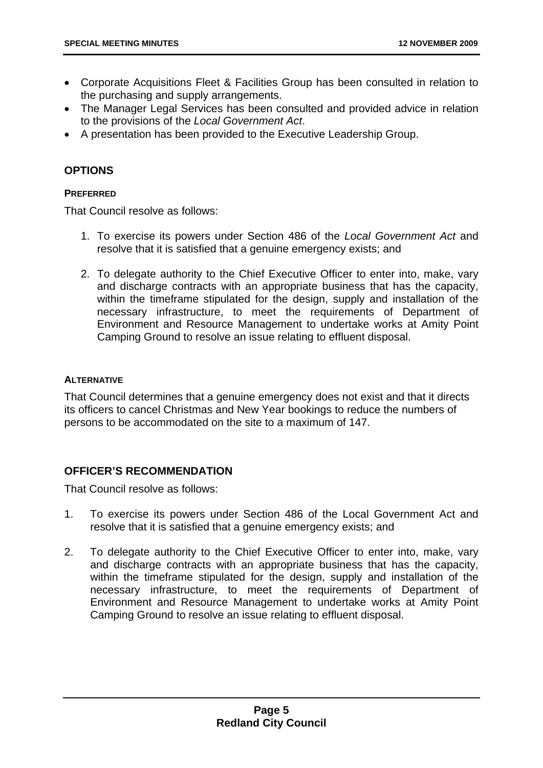- Corporate Acquisitions Fleet & Facilities Group has been consulted in relation to the purchasing and supply arrangements.
- The Manager Legal Services has been consulted and provided advice in relation to the provisions of the *Local Government Act*.
- A presentation has been provided to the Executive Leadership Group.

## OPTIONS

#### PREFERRED

That Council resolve as follows:

1. To exercise its powers under Section 486 of the *Local Government Act* and resolve that it is satisfied that a genuine emergency exists; and

2. To delegate authority to the Chief Executive Officer to enter into, make, vary and discharge contracts with an appropriate business that has the capacity, within the timeframe stipulated for the design, supply and installation of the necessary infrastructure, to meet the requirements of Department of Environment and Resource Management to undertake works at Amity Point Camping Ground to resolve an issue relating to effluent disposal.

#### ALTERNATIVE

That Council determines that a genuine emergency does not exist and that it directs its officers to cancel Christmas and New Year bookings to reduce the numbers of persons to be accommodated on the site to a maximum of 147.

## OFFICER'S RECOMMENDATION

That Council resolve as follows:

1. To exercise its powers under Section 486 of the Local Government Act and resolve that it is satisfied that a genuine emergency exists; and

2. To delegate authority to the Chief Executive Officer to enter into, make, vary and discharge contracts with an appropriate business that has the capacity, within the timeframe stipulated for the design, supply and installation of the necessary infrastructure, to meet the requirements of Department of Environment and Resource Management to undertake works at Amity Point Camping Ground to resolve an issue relating to effluent disposal.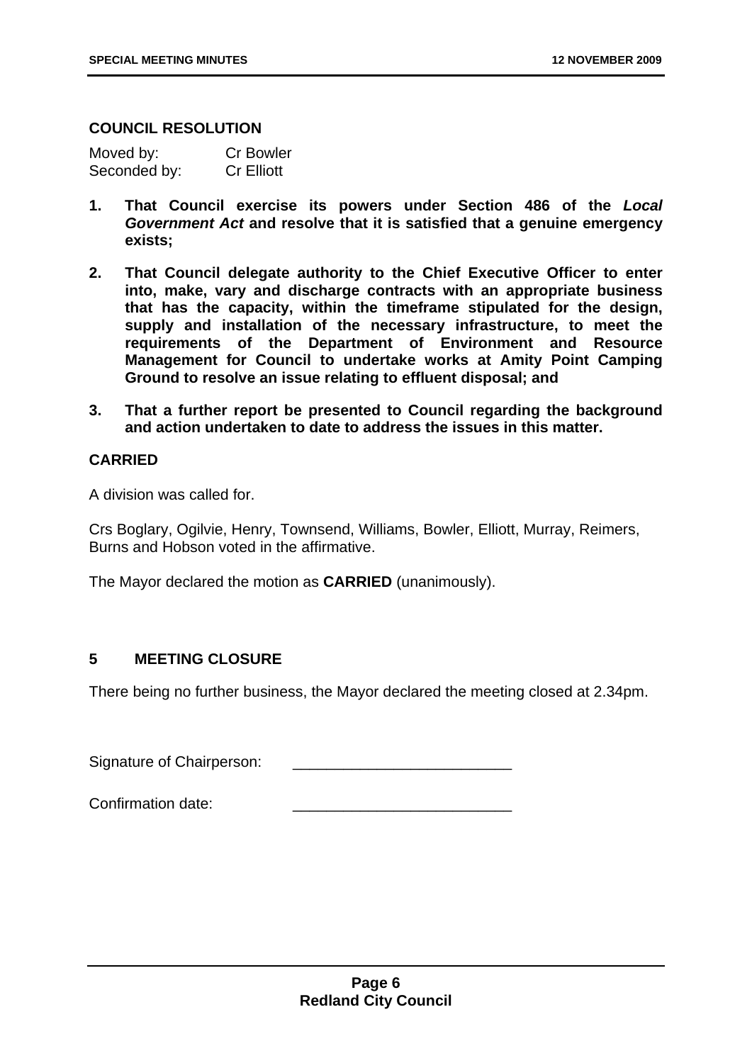**COUNCIL RESOLUTION**

Moved by: Cr Bowler
Seconded by: Cr Elliott

1. **That Council exercise its powers under Section 486 of the *Local Government Act* and resolve that it is satisfied that a genuine emergency exists;**

2. **That Council delegate authority to the Chief Executive Officer to enter into, make, vary and discharge contracts with an appropriate business that has the capacity, within the timeframe stipulated for the design, supply and installation of the necessary infrastructure, to meet the requirements of the Department of Environment and Resource Management for Council to undertake works at Amity Point Camping Ground to resolve an issue relating to effluent disposal; and**

3. **That a further report be presented to Council regarding the background and action undertaken to date to address the issues in this matter.**

**CARRIED**

A division was called for.

Crs Boglary, Ogilvie, Henry, Townsend, Williams, Bowler, Elliott, Murray, Reimers, Burns and Hobson voted in the affirmative.

The Mayor declared the motion as **CARRIED** (unanimously).

## 5 MEETING CLOSURE

There being no further business, the Mayor declared the meeting closed at 2.34pm.

Signature of Chairperson: ___________________________

Confirmation date: ___________________________